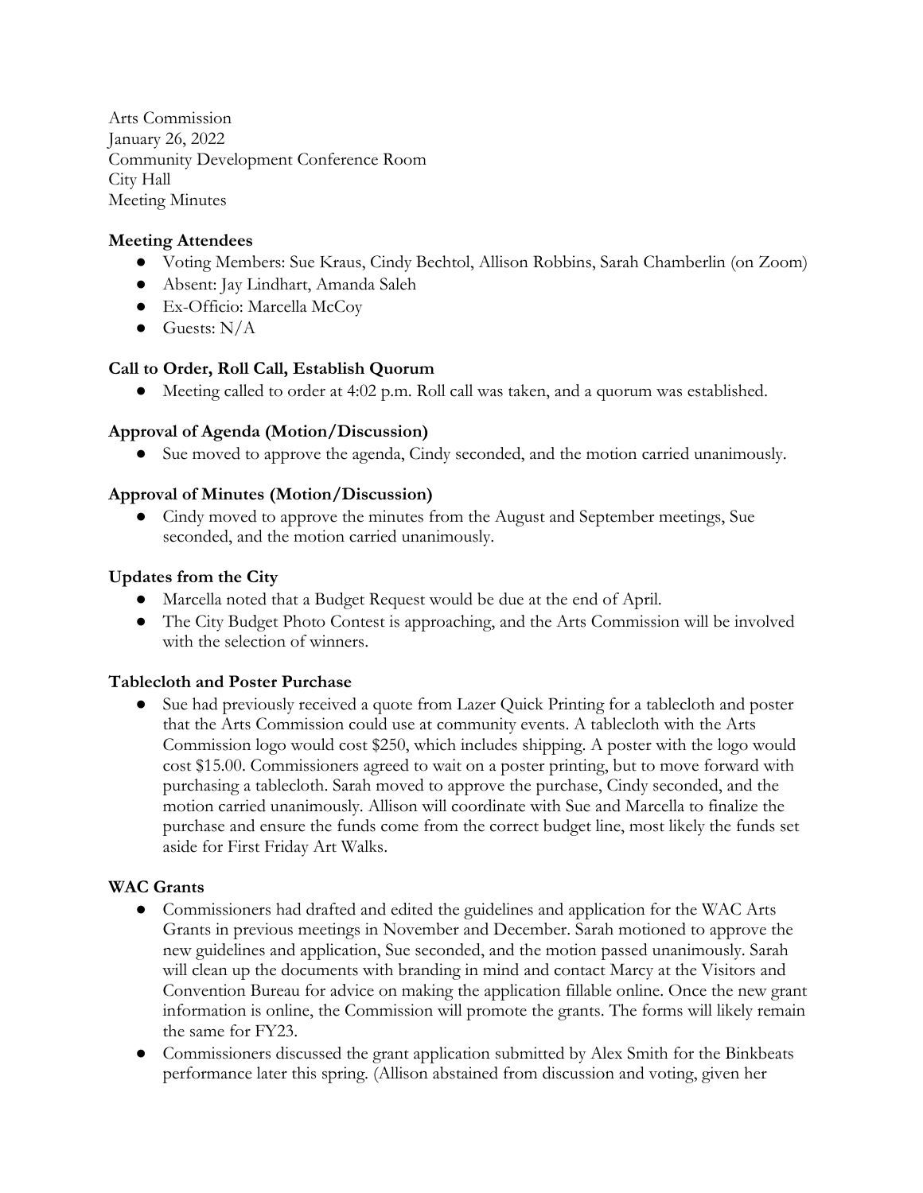Arts Commission
January 26, 2022
Community Development Conference Room
City Hall
Meeting Minutes

**Meeting Attendees**

- Voting Members: Sue Kraus, Cindy Bechtol, Allison Robbins, Sarah Chamberlin (on Zoom)
- Absent: Jay Lindhart, Amanda Saleh
- Ex-Officio: Marcella McCoy
- Guests: N/A

**Call to Order, Roll Call, Establish Quorum**

- Meeting called to order at 4:02 p.m. Roll call was taken, and a quorum was established.

**Approval of Agenda (Motion/Discussion)**

- Sue moved to approve the agenda, Cindy seconded, and the motion carried unanimously.

**Approval of Minutes (Motion/Discussion)**

- Cindy moved to approve the minutes from the August and September meetings, Sue seconded, and the motion carried unanimously.

**Updates from the City**

- Marcella noted that a Budget Request would be due at the end of April.
- The City Budget Photo Contest is approaching, and the Arts Commission will be involved with the selection of winners.

**Tablecloth and Poster Purchase**

- Sue had previously received a quote from Lazer Quick Printing for a tablecloth and poster that the Arts Commission could use at community events. A tablecloth with the Arts Commission logo would cost $250, which includes shipping. A poster with the logo would cost $15.00. Commissioners agreed to wait on a poster printing, but to move forward with purchasing a tablecloth. Sarah moved to approve the purchase, Cindy seconded, and the motion carried unanimously. Allison will coordinate with Sue and Marcella to finalize the purchase and ensure the funds come from the correct budget line, most likely the funds set aside for First Friday Art Walks.

**WAC Grants**

- Commissioners had drafted and edited the guidelines and application for the WAC Arts Grants in previous meetings in November and December. Sarah motioned to approve the new guidelines and application, Sue seconded, and the motion passed unanimously. Sarah will clean up the documents with branding in mind and contact Marcy at the Visitors and Convention Bureau for advice on making the application fillable online. Once the new grant information is online, the Commission will promote the grants. The forms will likely remain the same for FY23.
- Commissioners discussed the grant application submitted by Alex Smith for the Binkbeats performance later this spring. (Allison abstained from discussion and voting, given her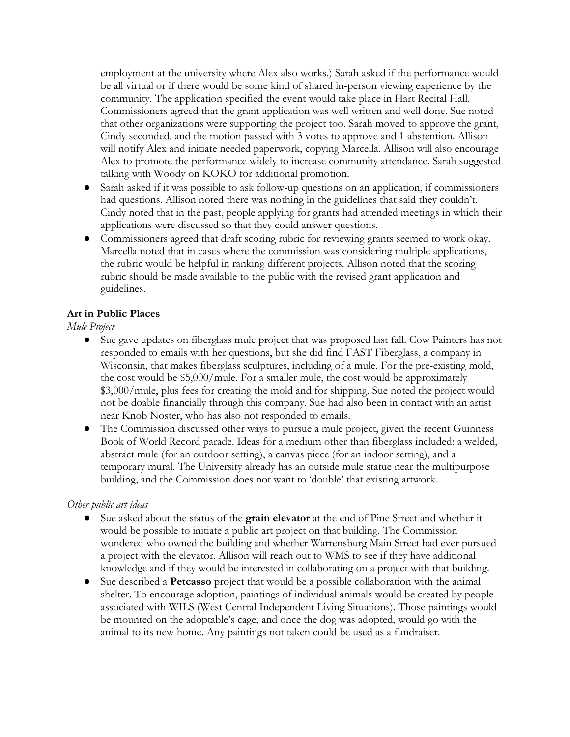employment at the university where Alex also works.) Sarah asked if the performance would be all virtual or if there would be some kind of shared in-person viewing experience by the community. The application specified the event would take place in Hart Recital Hall. Commissioners agreed that the grant application was well written and well done. Sue noted that other organizations were supporting the project too. Sarah moved to approve the grant, Cindy seconded, and the motion passed with 3 votes to approve and 1 abstention. Allison will notify Alex and initiate needed paperwork, copying Marcella. Allison will also encourage Alex to promote the performance widely to increase community attendance. Sarah suggested talking with Woody on KOKO for additional promotion.

- Sarah asked if it was possible to ask follow-up questions on an application, if commissioners had questions. Allison noted there was nothing in the guidelines that said they couldn't. Cindy noted that in the past, people applying for grants had attended meetings in which their applications were discussed so that they could answer questions.
- Commissioners agreed that draft scoring rubric for reviewing grants seemed to work okay. Marcella noted that in cases where the commission was considering multiple applications, the rubric would be helpful in ranking different projects. Allison noted that the scoring rubric should be made available to the public with the revised grant application and guidelines.

**Art in Public Places**

*Mule Project*

- Sue gave updates on fiberglass mule project that was proposed last fall. Cow Painters has not responded to emails with her questions, but she did find FAST Fiberglass, a company in Wisconsin, that makes fiberglass sculptures, including of a mule. For the pre-existing mold, the cost would be $5,000/mule. For a smaller mule, the cost would be approximately $3,000/mule, plus fees for creating the mold and for shipping. Sue noted the project would not be doable financially through this company. Sue had also been in contact with an artist near Knob Noster, who has also not responded to emails.
- The Commission discussed other ways to pursue a mule project, given the recent Guinness Book of World Record parade. Ideas for a medium other than fiberglass included: a welded, abstract mule (for an outdoor setting), a canvas piece (for an indoor setting), and a temporary mural. The University already has an outside mule statue near the multipurpose building, and the Commission does not want to 'double' that existing artwork.

*Other public art ideas*

- Sue asked about the status of the **grain elevator** at the end of Pine Street and whether it would be possible to initiate a public art project on that building. The Commission wondered who owned the building and whether Warrensburg Main Street had ever pursued a project with the elevator. Allison will reach out to WMS to see if they have additional knowledge and if they would be interested in collaborating on a project with that building.
- Sue described a **Petcasso** project that would be a possible collaboration with the animal shelter. To encourage adoption, paintings of individual animals would be created by people associated with WILS (West Central Independent Living Situations). Those paintings would be mounted on the adoptable's cage, and once the dog was adopted, would go with the animal to its new home. Any paintings not taken could be used as a fundraiser.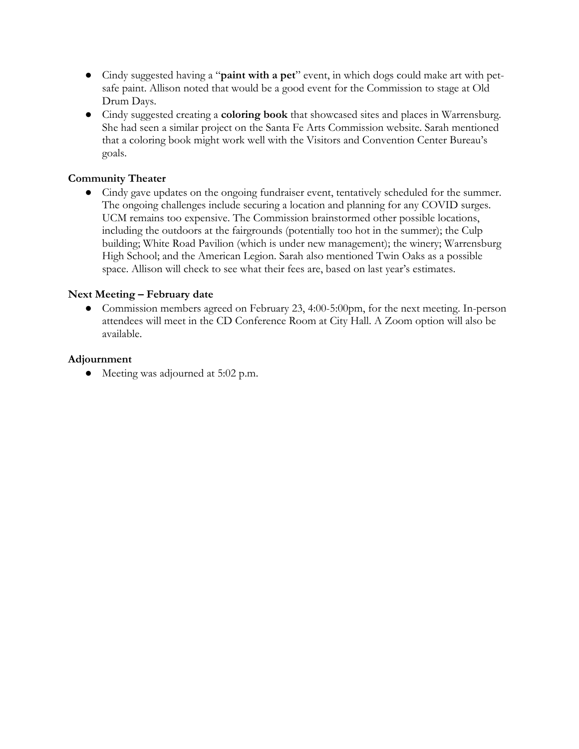- Cindy suggested having a "**paint with a pet**" event, in which dogs could make art with pet-safe paint. Allison noted that would be a good event for the Commission to stage at Old Drum Days.
- Cindy suggested creating a **coloring book** that showcased sites and places in Warrensburg. She had seen a similar project on the Santa Fe Arts Commission website. Sarah mentioned that a coloring book might work well with the Visitors and Convention Center Bureau's goals.

**Community Theater**

- Cindy gave updates on the ongoing fundraiser event, tentatively scheduled for the summer. The ongoing challenges include securing a location and planning for any COVID surges. UCM remains too expensive. The Commission brainstormed other possible locations, including the outdoors at the fairgrounds (potentially too hot in the summer); the Culp building; White Road Pavilion (which is under new management); the winery; Warrensburg High School; and the American Legion. Sarah also mentioned Twin Oaks as a possible space. Allison will check to see what their fees are, based on last year's estimates.

**Next Meeting – February date**

- Commission members agreed on February 23, 4:00-5:00pm, for the next meeting. In-person attendees will meet in the CD Conference Room at City Hall. A Zoom option will also be available.

**Adjournment**

- Meeting was adjourned at 5:02 p.m.